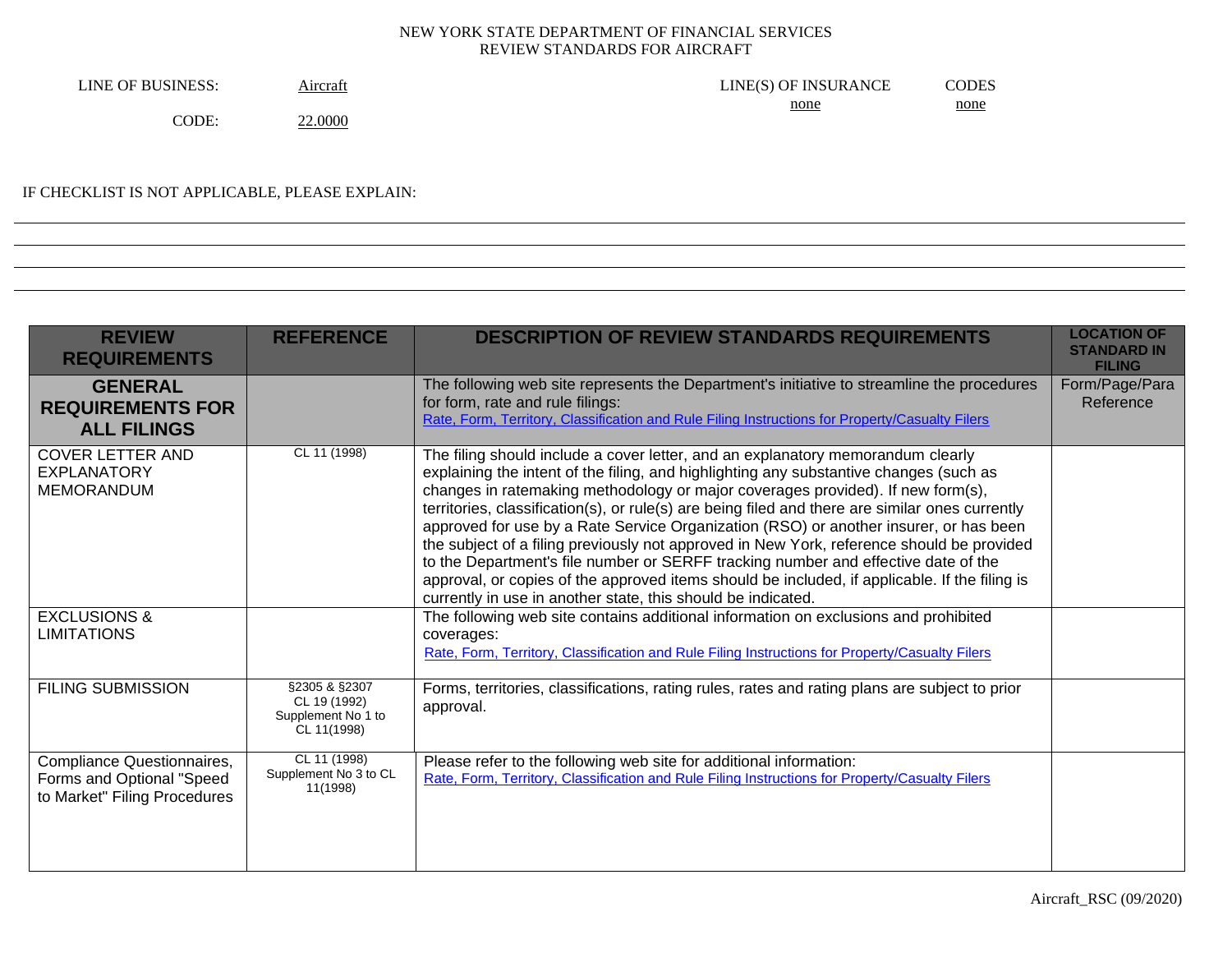NEW YORK STATE DEPARTMENT OF FINANCIAL SERVICES
REVIEW STANDARDS FOR AIRCRAFT

LINE OF BUSINESS: Aircraft

CODE: 22.0000

LINE(S) OF INSURANCE: none

CODES: none

IF CHECKLIST IS NOT APPLICABLE, PLEASE EXPLAIN:

| REVIEW REQUIREMENTS | REFERENCE | DESCRIPTION OF REVIEW STANDARDS REQUIREMENTS | LOCATION OF STANDARD IN FILING |
|---|---|---|---|
| **GENERAL REQUIREMENTS FOR ALL FILINGS** | | The following web site represents the Department's initiative to streamline the procedures for form, rate and rule filings: Rate, Form, Territory, Classification and Rule Filing Instructions for Property/Casualty Filers | Form/Page/Para Reference |
| COVER LETTER AND EXPLANATORY MEMORANDUM | CL 11 (1998) | The filing should include a cover letter, and an explanatory memorandum clearly explaining the intent of the filing, and highlighting any substantive changes (such as changes in ratemaking methodology or major coverages provided). If new form(s), territories, classification(s), or rule(s) are being filed and there are similar ones currently approved for use by a Rate Service Organization (RSO) or another insurer, or has been the subject of a filing previously not approved in New York, reference should be provided to the Department's file number or SERFF tracking number and effective date of the approval, or copies of the approved items should be included, if applicable. If the filing is currently in use in another state, this should be indicated. | |
| EXCLUSIONS & LIMITATIONS | | The following web site contains additional information on exclusions and prohibited coverages: Rate, Form, Territory, Classification and Rule Filing Instructions for Property/Casualty Filers | |
| FILING SUBMISSION | §2305 & §2307 CL 19 (1992) Supplement No 1 to CL 11(1998) | Forms, territories, classifications, rating rules, rates and rating plans are subject to prior approval. | |
| Compliance Questionnaires, Forms and Optional "Speed to Market" Filing Procedures | CL 11 (1998) Supplement No 3 to CL 11(1998) | Please refer to the following web site for additional information: Rate, Form, Territory, Classification and Rule Filing Instructions for Property/Casualty Filers | |

Aircraft_RSC (09/2020)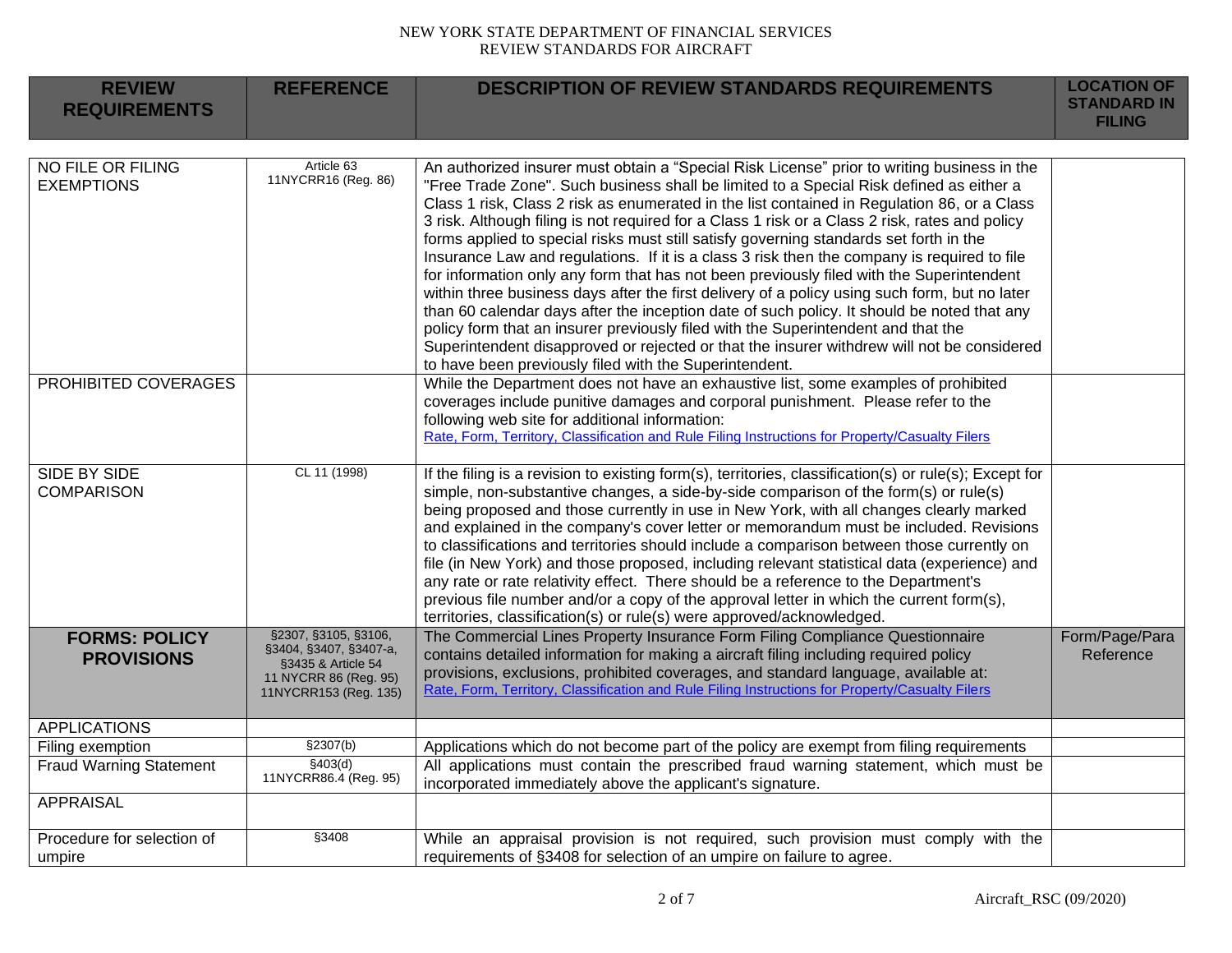| REVIEW REQUIREMENTS | REFERENCE | DESCRIPTION OF REVIEW STANDARDS REQUIREMENTS | LOCATION OF STANDARD IN FILING |
|---|---|---|---|
| NO FILE OR FILING EXEMPTIONS | Article 63<br>11NYCRR16 (Reg. 86) | An authorized insurer must obtain a "Special Risk License" prior to writing business in the "Free Trade Zone". Such business shall be limited to a Special Risk defined as either a Class 1 risk, Class 2 risk as enumerated in the list contained in Regulation 86, or a Class 3 risk. Although filing is not required for a Class 1 risk or a Class 2 risk, rates and policy forms applied to special risks must still satisfy governing standards set forth in the Insurance Law and regulations. If it is a class 3 risk then the company is required to file for information only any form that has not been previously filed with the Superintendent within three business days after the first delivery of a policy using such form, but no later than 60 calendar days after the inception date of such policy. It should be noted that any policy form that an insurer previously filed with the Superintendent and that the Superintendent disapproved or rejected or that the insurer withdrew will not be considered to have been previously filed with the Superintendent. | |
| PROHIBITED COVERAGES | | While the Department does not have an exhaustive list, some examples of prohibited coverages include punitive damages and corporal punishment. Please refer to the following web site for additional information:<br>Rate, Form, Territory, Classification and Rule Filing Instructions for Property/Casualty Filers | |
| SIDE BY SIDE COMPARISON | CL 11 (1998) | If the filing is a revision to existing form(s), territories, classification(s) or rule(s); Except for simple, non-substantive changes, a side-by-side comparison of the form(s) or rule(s) being proposed and those currently in use in New York, with all changes clearly marked and explained in the company's cover letter or memorandum must be included. Revisions to classifications and territories should include a comparison between those currently on file (in New York) and those proposed, including relevant statistical data (experience) and any rate or rate relativity effect. There should be a reference to the Department's previous file number and/or a copy of the approval letter in which the current form(s), territories, classification(s) or rule(s) were approved/acknowledged. | |
| **FORMS: POLICY PROVISIONS** | §2307, §3105, §3106, §3404, §3407, §3407-a, §3435 & Article 54<br>11 NYCRR 86 (Reg. 95)<br>11NYCRR153 (Reg. 135) | The Commercial Lines Property Insurance Form Filing Compliance Questionnaire contains detailed information for making a aircraft filing including required policy provisions, exclusions, prohibited coverages, and standard language, available at:<br>Rate, Form, Territory, Classification and Rule Filing Instructions for Property/Casualty Filers | Form/Page/Para Reference |
| APPLICATIONS | | | |
| Filing exemption | §2307(b) | Applications which do not become part of the policy are exempt from filing requirements | |
| Fraud Warning Statement | §403(d)<br>11NYCRR86.4 (Reg. 95) | All applications must contain the prescribed fraud warning statement, which must be incorporated immediately above the applicant's signature. | |
| APPRAISAL | | | |
| Procedure for selection of umpire | §3408 | While an appraisal provision is not required, such provision must comply with the requirements of §3408 for selection of an umpire on failure to agree. | |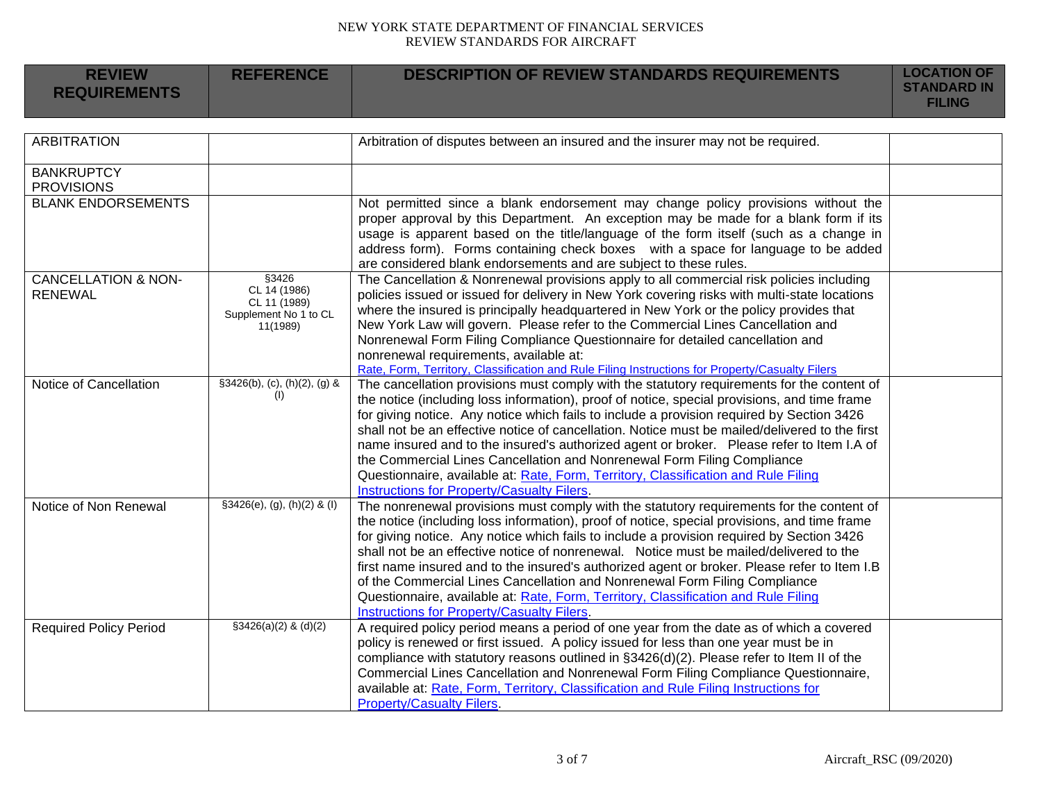| REVIEW REQUIREMENTS | REFERENCE | DESCRIPTION OF REVIEW STANDARDS REQUIREMENTS | LOCATION OF STANDARD IN FILING |
|---|---|---|---|
| ARBITRATION | | Arbitration of disputes between an insured and the insurer may not be required. | |
| BANKRUPTCY PROVISIONS | | | |
| BLANK ENDORSEMENTS | | Not permitted since a blank endorsement may change policy provisions without the proper approval by this Department. An exception may be made for a blank form if its usage is apparent based on the title/language of the form itself (such as a change in address form). Forms containing check boxes with a space for language to be added are considered blank endorsements and are subject to these rules. | |
| CANCELLATION & NON-RENEWAL | §3426<br>CL 14 (1986)<br>CL 11 (1989)<br>Supplement No 1 to CL 11(1989) | The Cancellation & Nonrenewal provisions apply to all commercial risk policies including policies issued or issued for delivery in New York covering risks with multi-state locations where the insured is principally headquartered in New York or the policy provides that New York Law will govern. Please refer to the Commercial Lines Cancellation and Nonrenewal Form Filing Compliance Questionnaire for detailed cancellation and nonrenewal requirements, available at:<br>Rate, Form, Territory, Classification and Rule Filing Instructions for Property/Casualty Filers | |
| Notice of Cancellation | §3426(b), (c), (h)(2), (g) & (l) | The cancellation provisions must comply with the statutory requirements for the content of the notice (including loss information), proof of notice, special provisions, and time frame for giving notice. Any notice which fails to include a provision required by Section 3426 shall not be an effective notice of cancellation. Notice must be mailed/delivered to the first name insured and to the insured's authorized agent or broker. Please refer to Item I.A of the Commercial Lines Cancellation and Nonrenewal Form Filing Compliance Questionnaire, available at: Rate, Form, Territory, Classification and Rule Filing Instructions for Property/Casualty Filers. | |
| Notice of Non Renewal | §3426(e), (g), (h)(2) & (l) | The nonrenewal provisions must comply with the statutory requirements for the content of the notice (including loss information), proof of notice, special provisions, and time frame for giving notice. Any notice which fails to include a provision required by Section 3426 shall not be an effective notice of nonrenewal. Notice must be mailed/delivered to the first name insured and to the insured's authorized agent or broker. Please refer to Item I.B of the Commercial Lines Cancellation and Nonrenewal Form Filing Compliance Questionnaire, available at: Rate, Form, Territory, Classification and Rule Filing Instructions for Property/Casualty Filers. | |
| Required Policy Period | §3426(a)(2) & (d)(2) | A required policy period means a period of one year from the date as of which a covered policy is renewed or first issued. A policy issued for less than one year must be in compliance with statutory reasons outlined in §3426(d)(2). Please refer to Item II of the Commercial Lines Cancellation and Nonrenewal Form Filing Compliance Questionnaire, available at: Rate, Form, Territory, Classification and Rule Filing Instructions for Property/Casualty Filers. | |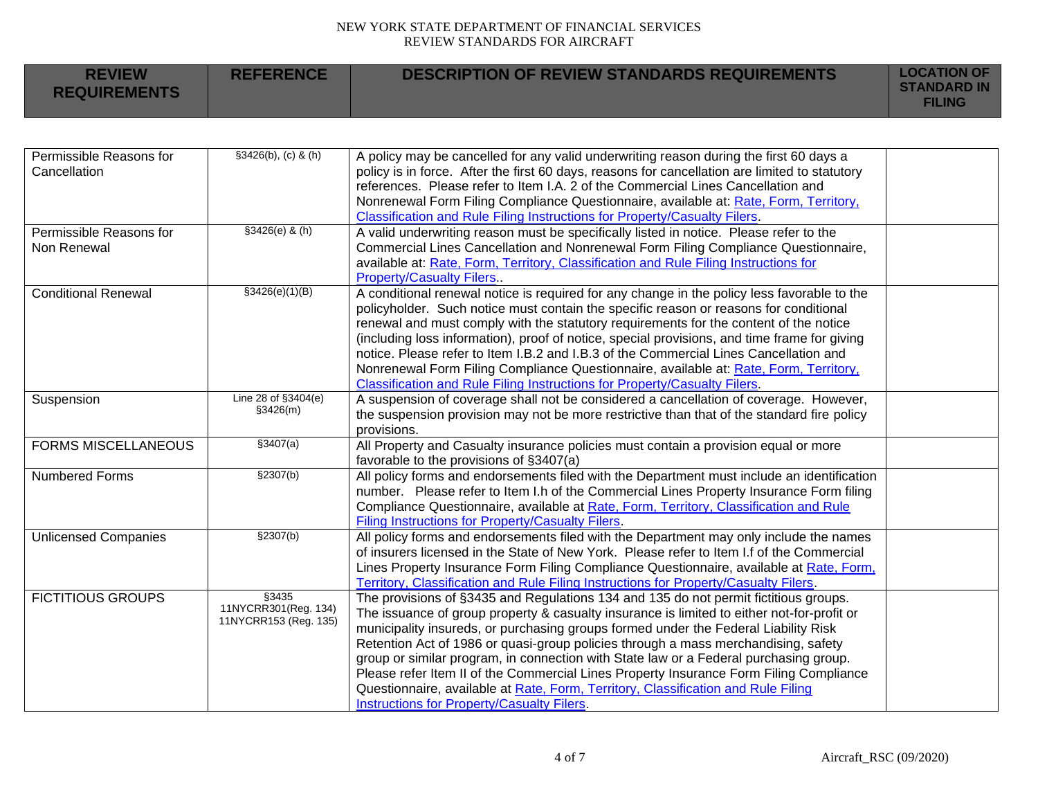| REVIEW REQUIREMENTS | REFERENCE | DESCRIPTION OF REVIEW STANDARDS REQUIREMENTS | LOCATION OF STANDARD IN FILING |
|---|---|---|---|
| Permissible Reasons for Cancellation | §3426(b), (c) & (h) | A policy may be cancelled for any valid underwriting reason during the first 60 days a policy is in force. After the first 60 days, reasons for cancellation are limited to statutory references. Please refer to Item I.A. 2 of the Commercial Lines Cancellation and Nonrenewal Form Filing Compliance Questionnaire, available at: Rate, Form, Territory, Classification and Rule Filing Instructions for Property/Casualty Filers. | |
| Permissible Reasons for Non Renewal | §3426(e) & (h) | A valid underwriting reason must be specifically listed in notice. Please refer to the Commercial Lines Cancellation and Nonrenewal Form Filing Compliance Questionnaire, available at: Rate, Form, Territory, Classification and Rule Filing Instructions for Property/Casualty Filers.. | |
| Conditional Renewal | §3426(e)(1)(B) | A conditional renewal notice is required for any change in the policy less favorable to the policyholder. Such notice must contain the specific reason or reasons for conditional renewal and must comply with the statutory requirements for the content of the notice (including loss information), proof of notice, special provisions, and time frame for giving notice. Please refer to Item I.B.2 and I.B.3 of the Commercial Lines Cancellation and Nonrenewal Form Filing Compliance Questionnaire, available at: Rate, Form, Territory, Classification and Rule Filing Instructions for Property/Casualty Filers. | |
| Suspension | Line 28 of §3404(e) §3426(m) | A suspension of coverage shall not be considered a cancellation of coverage. However, the suspension provision may not be more restrictive than that of the standard fire policy provisions. | |
| FORMS MISCELLANEOUS | §3407(a) | All Property and Casualty insurance policies must contain a provision equal or more favorable to the provisions of §3407(a) | |
| Numbered Forms | §2307(b) | All policy forms and endorsements filed with the Department must include an identification number. Please refer to Item I.h of the Commercial Lines Property Insurance Form filing Compliance Questionnaire, available at Rate, Form, Territory, Classification and Rule Filing Instructions for Property/Casualty Filers. | |
| Unlicensed Companies | §2307(b) | All policy forms and endorsements filed with the Department may only include the names of insurers licensed in the State of New York. Please refer to Item I.f of the Commercial Lines Property Insurance Form Filing Compliance Questionnaire, available at Rate, Form, Territory, Classification and Rule Filing Instructions for Property/Casualty Filers. | |
| FICTITIOUS GROUPS | §3435 11NYCRR301(Reg. 134) 11NYCRR153 (Reg. 135) | The provisions of §3435 and Regulations 134 and 135 do not permit fictitious groups. The issuance of group property & casualty insurance is limited to either not-for-profit or municipality insureds, or purchasing groups formed under the Federal Liability Risk Retention Act of 1986 or quasi-group policies through a mass merchandising, safety group or similar program, in connection with State law or a Federal purchasing group. Please refer Item II of the Commercial Lines Property Insurance Form Filing Compliance Questionnaire, available at Rate, Form, Territory, Classification and Rule Filing Instructions for Property/Casualty Filers. | |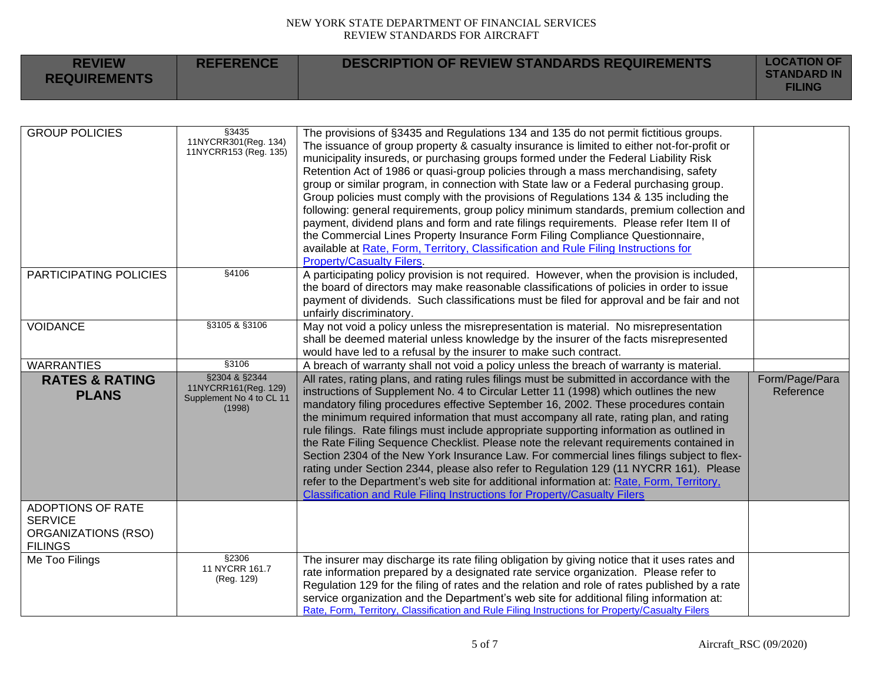| REVIEW REQUIREMENTS | REFERENCE | DESCRIPTION OF REVIEW STANDARDS REQUIREMENTS | LOCATION OF STANDARD IN FILING |
|---|---|---|---|
| GROUP POLICIES | §3435 11NYCRR301(Reg. 134) 11NYCRR153 (Reg. 135) | The provisions of §3435 and Regulations 134 and 135 do not permit fictitious groups. The issuance of group property & casualty insurance is limited to either not-for-profit or municipality insureds, or purchasing groups formed under the Federal Liability Risk Retention Act of 1986 or quasi-group policies through a mass merchandising, safety group or similar program, in connection with State law or a Federal purchasing group. Group policies must comply with the provisions of Regulations 134 & 135 including the following: general requirements, group policy minimum standards, premium collection and payment, dividend plans and form and rate filings requirements. Please refer Item II of the Commercial Lines Property Insurance Form Filing Compliance Questionnaire, available at Rate, Form, Territory, Classification and Rule Filing Instructions for Property/Casualty Filers. | |
| PARTICIPATING POLICIES | §4106 | A participating policy provision is not required. However, when the provision is included, the board of directors may make reasonable classifications of policies in order to issue payment of dividends. Such classifications must be filed for approval and be fair and not unfairly discriminatory. | |
| VOIDANCE | §3105 & §3106 | May not void a policy unless the misrepresentation is material. No misrepresentation shall be deemed material unless knowledge by the insurer of the facts misrepresented would have led to a refusal by the insurer to make such contract. | |
| WARRANTIES | §3106 | A breach of warranty shall not void a policy unless the breach of warranty is material. | |
| **RATES & RATING PLANS** | §2304 & §2344 11NYCRR161(Reg. 129) Supplement No 4 to CL 11 (1998) | All rates, rating plans, and rating rules filings must be submitted in accordance with the instructions of Supplement No. 4 to Circular Letter 11 (1998) which outlines the new mandatory filing procedures effective September 16, 2002. These procedures contain the minimum required information that must accompany all rate, rating plan, and rating rule filings. Rate filings must include appropriate supporting information as outlined in the Rate Filing Sequence Checklist. Please note the relevant requirements contained in Section 2304 of the New York Insurance Law. For commercial lines filings subject to flex-rating under Section 2344, please also refer to Regulation 129 (11 NYCRR 161). Please refer to the Department's web site for additional information at: Rate, Form, Territory, Classification and Rule Filing Instructions for Property/Casualty Filers | Form/Page/Para Reference |
| ADOPTIONS OF RATE SERVICE ORGANIZATIONS (RSO) FILINGS | | | |
| Me Too Filings | §2306 11 NYCRR 161.7 (Reg. 129) | The insurer may discharge its rate filing obligation by giving notice that it uses rates and rate information prepared by a designated rate service organization. Please refer to Regulation 129 for the filing of rates and the relation and role of rates published by a rate service organization and the Department's web site for additional filing information at: Rate, Form, Territory, Classification and Rule Filing Instructions for Property/Casualty Filers | |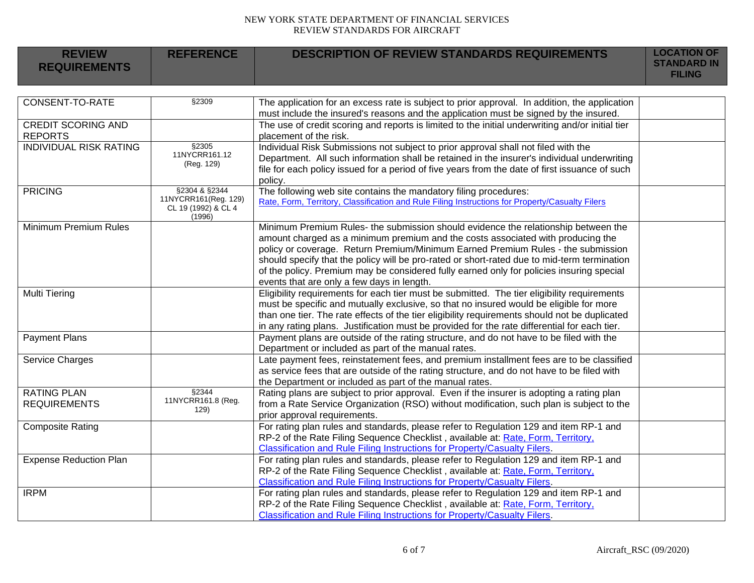NEW YORK STATE DEPARTMENT OF FINANCIAL SERVICES
REVIEW STANDARDS FOR AIRCRAFT

| REVIEW REQUIREMENTS | REFERENCE | DESCRIPTION OF REVIEW STANDARDS REQUIREMENTS | LOCATION OF STANDARD IN FILING |
|---|---|---|---|
| CONSENT-TO-RATE | §2309 | The application for an excess rate is subject to prior approval. In addition, the application must include the insured's reasons and the application must be signed by the insured. | |
| CREDIT SCORING AND REPORTS | | The use of credit scoring and reports is limited to the initial underwriting and/or initial tier placement of the risk. | |
| INDIVIDUAL RISK RATING | §2305 11NYCRR161.12 (Reg. 129) | Individual Risk Submissions not subject to prior approval shall not filed with the Department. All such information shall be retained in the insurer's individual underwriting file for each policy issued for a period of five years from the date of first issuance of such policy. | |
| PRICING | §2304 & §2344 11NYCRR161(Reg. 129) CL 19 (1992) & CL 4 (1996) | The following web site contains the mandatory filing procedures: Rate, Form, Territory, Classification and Rule Filing Instructions for Property/Casualty Filers | |
| Minimum Premium Rules | | Minimum Premium Rules- the submission should evidence the relationship between the amount charged as a minimum premium and the costs associated with producing the policy or coverage. Return Premium/Minimum Earned Premium Rules - the submission should specify that the policy will be pro-rated or short-rated due to mid-term termination of the policy. Premium may be considered fully earned only for policies insuring special events that are only a few days in length. | |
| Multi Tiering | | Eligibility requirements for each tier must be submitted. The tier eligibility requirements must be specific and mutually exclusive, so that no insured would be eligible for more than one tier. The rate effects of the tier eligibility requirements should not be duplicated in any rating plans. Justification must be provided for the rate differential for each tier. | |
| Payment Plans | | Payment plans are outside of the rating structure, and do not have to be filed with the Department or included as part of the manual rates. | |
| Service Charges | | Late payment fees, reinstatement fees, and premium installment fees are to be classified as service fees that are outside of the rating structure, and do not have to be filed with the Department or included as part of the manual rates. | |
| RATING PLAN REQUIREMENTS | §2344 11NYCRR161.8 (Reg. 129) | Rating plans are subject to prior approval. Even if the insurer is adopting a rating plan from a Rate Service Organization (RSO) without modification, such plan is subject to the prior approval requirements. | |
| Composite Rating | | For rating plan rules and standards, please refer to Regulation 129 and item RP-1 and RP-2 of the Rate Filing Sequence Checklist , available at: Rate, Form, Territory, Classification and Rule Filing Instructions for Property/Casualty Filers. | |
| Expense Reduction Plan | | For rating plan rules and standards, please refer to Regulation 129 and item RP-1 and RP-2 of the Rate Filing Sequence Checklist , available at: Rate, Form, Territory, Classification and Rule Filing Instructions for Property/Casualty Filers. | |
| IRPM | | For rating plan rules and standards, please refer to Regulation 129 and item RP-1 and RP-2 of the Rate Filing Sequence Checklist , available at: Rate, Form, Territory, Classification and Rule Filing Instructions for Property/Casualty Filers. | |

Aircraft_RSC (09/2020)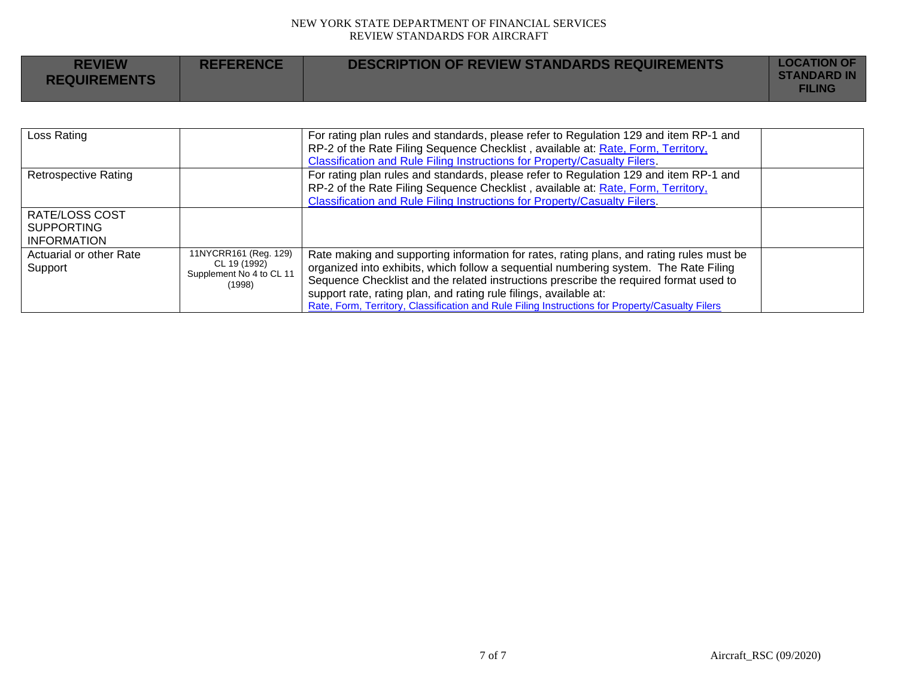| REVIEW REQUIREMENTS | REFERENCE | DESCRIPTION OF REVIEW STANDARDS REQUIREMENTS | LOCATION OF STANDARD IN FILING |
|---|---|---|---|
| Loss Rating | | For rating plan rules and standards, please refer to Regulation 129 and item RP-1 and RP-2 of the Rate Filing Sequence Checklist , available at: Rate, Form, Territory, Classification and Rule Filing Instructions for Property/Casualty Filers. | |
| Retrospective Rating | | For rating plan rules and standards, please refer to Regulation 129 and item RP-1 and RP-2 of the Rate Filing Sequence Checklist , available at: Rate, Form, Territory, Classification and Rule Filing Instructions for Property/Casualty Filers. | |
| RATE/LOSS COST SUPPORTING INFORMATION | | | |
| Actuarial or other Rate Support | 11NYCRR161 (Reg. 129) CL 19 (1992) Supplement No 4 to CL 11 (1998) | Rate making and supporting information for rates, rating plans, and rating rules must be organized into exhibits, which follow a sequential numbering system. The Rate Filing Sequence Checklist and the related instructions prescribe the required format used to support rate, rating plan, and rating rule filings, available at: Rate, Form, Territory, Classification and Rule Filing Instructions for Property/Casualty Filers | |